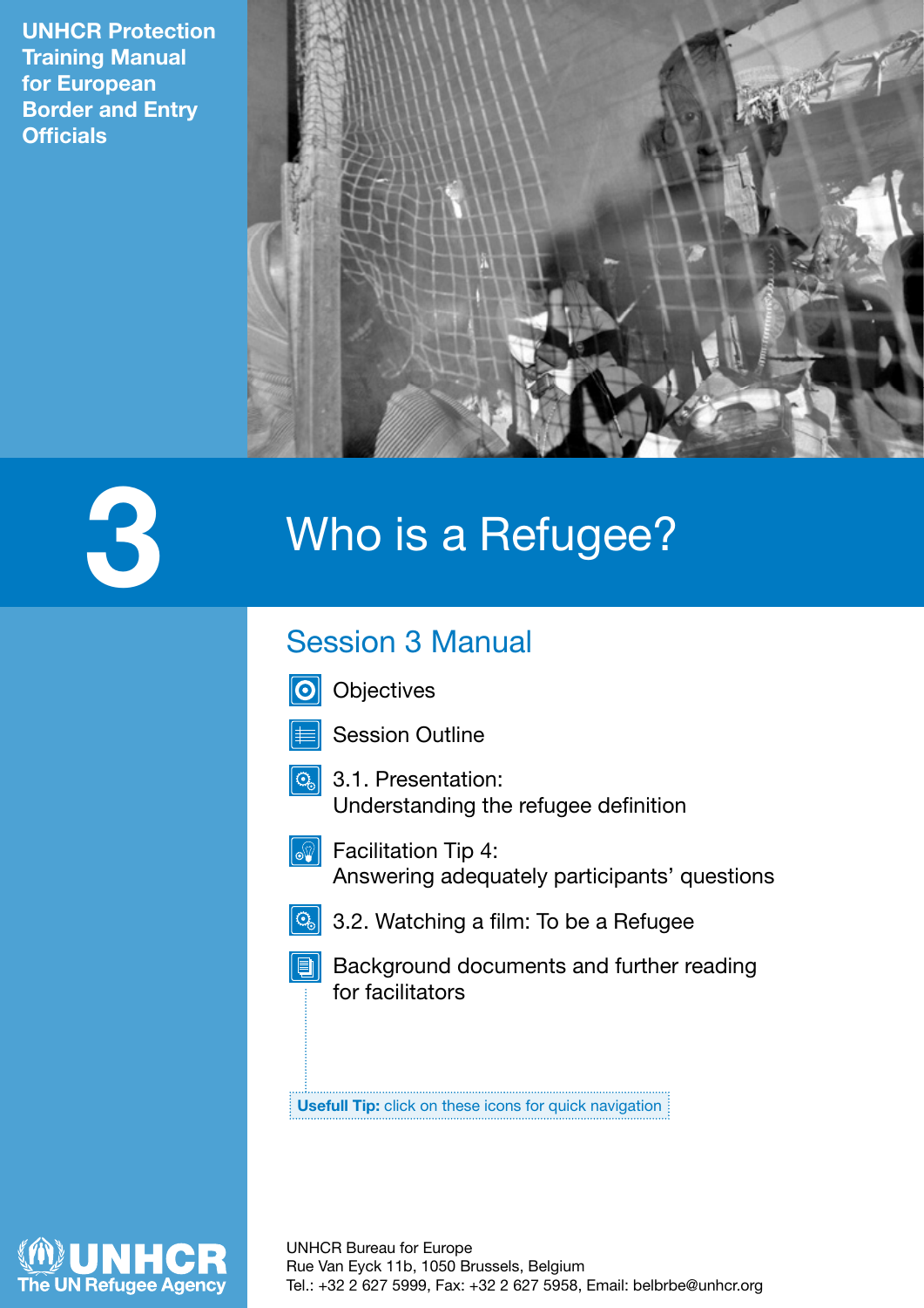UNHCR Protection Training Manual for European Border and Entry Officials

# 3 Who is a Refugee?

## Session 3 Manual

- Objectives
- Session Outline
- 3.1. Presentation: Understanding the refugee definition
- Facilitation Tip 4: Answering adequately participants' questions
- 3.2. Watching a film: To be a Refugee
- Background documents and further reading for facilitators

**Usefull Tip:** click on these icons for quick navigation

UNHCR The UN Refugee Agency

UNHCR Bureau for Europe
Rue Van Eyck 11b, 1050 Brussels, Belgium
Tel.: +32 2 627 5999, Fax: +32 2 627 5958, Email: belbrbe@unhcr.org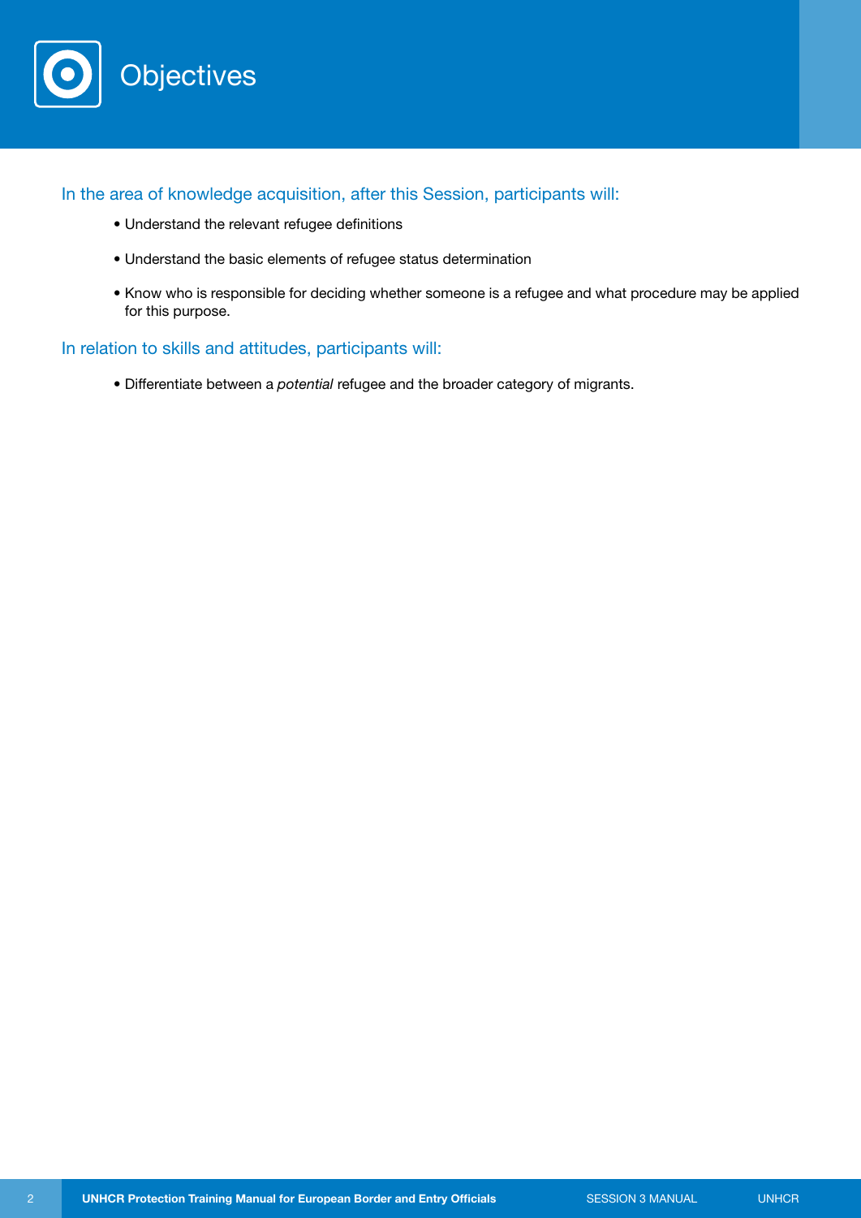# Objectives

## In the area of knowledge acquisition, after this Session, participants will:

- Understand the relevant refugee definitions
- Understand the basic elements of refugee status determination
- Know who is responsible for deciding whether someone is a refugee and what procedure may be applied for this purpose.

## In relation to skills and attitudes, participants will:

- Differentiate between a *potential* refugee and the broader category of migrants.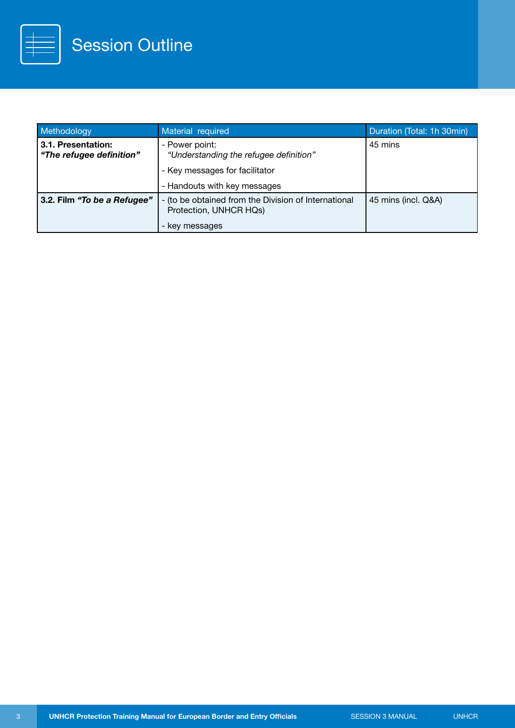# Session Outline

| Methodology | Material required | Duration (Total: 1h 30min) |
| --- | --- | --- |
| **3.1. Presentation:** ***"The refugee definition"*** | - Power point: *"Understanding the refugee definition"*<br>- Key messages for facilitator<br>- Handouts with key messages | 45 mins |
| **3.2. Film *"To be a Refugee"*** | - (to be obtained from the Division of International Protection, UNHCR HQs)<br>- key messages | 45 mins (incl. Q&A) |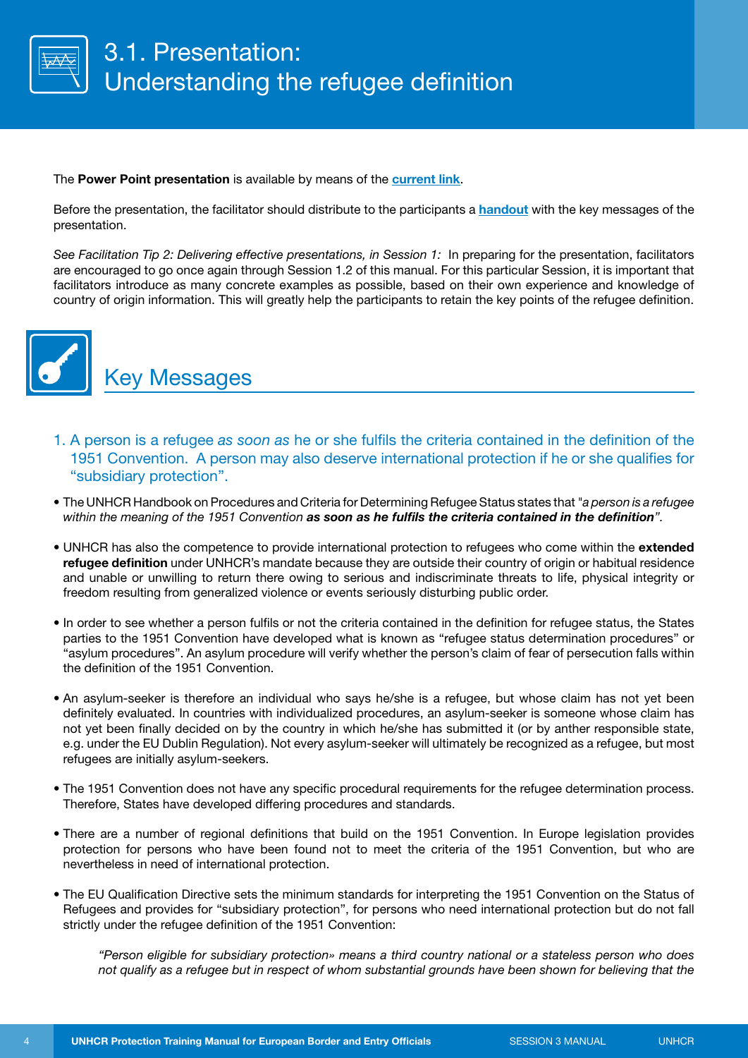# 3.1. Presentation: Understanding the refugee definition

The **Power Point presentation** is available by means of the **current link**.

Before the presentation, the facilitator should distribute to the participants a **handout** with the key messages of the presentation.

*See Facilitation Tip 2: Delivering effective presentations, in Session 1:* In preparing for the presentation, facilitators are encouraged to go once again through Session 1.2 of this manual. For this particular Session, it is important that facilitators introduce as many concrete examples as possible, based on their own experience and knowledge of country of origin information. This will greatly help the participants to retain the key points of the refugee definition.

## Key Messages

### 1. A person is a refugee *as soon as* he or she fulfils the criteria contained in the definition of the 1951 Convention. A person may also deserve international protection if he or she qualifies for "subsidiary protection".

- The UNHCR Handbook on Procedures and Criteria for Determining Refugee Status states that "*a person is a refugee within the meaning of the 1951 Convention* ***as soon as he fulfils the criteria contained in the definition***".
- UNHCR has also the competence to provide international protection to refugees who come within the **extended refugee definition** under UNHCR's mandate because they are outside their country of origin or habitual residence and unable or unwilling to return there owing to serious and indiscriminate threats to life, physical integrity or freedom resulting from generalized violence or events seriously disturbing public order.
- In order to see whether a person fulfils or not the criteria contained in the definition for refugee status, the States parties to the 1951 Convention have developed what is known as "refugee status determination procedures" or "asylum procedures". An asylum procedure will verify whether the person's claim of fear of persecution falls within the definition of the 1951 Convention.
- An asylum-seeker is therefore an individual who says he/she is a refugee, but whose claim has not yet been definitely evaluated. In countries with individualized procedures, an asylum-seeker is someone whose claim has not yet been finally decided on by the country in which he/she has submitted it (or by anther responsible state, e.g. under the EU Dublin Regulation). Not every asylum-seeker will ultimately be recognized as a refugee, but most refugees are initially asylum-seekers.
- The 1951 Convention does not have any specific procedural requirements for the refugee determination process. Therefore, States have developed differing procedures and standards.
- There are a number of regional definitions that build on the 1951 Convention. In Europe legislation provides protection for persons who have been found not to meet the criteria of the 1951 Convention, but who are nevertheless in need of international protection.
- The EU Qualification Directive sets the minimum standards for interpreting the 1951 Convention on the Status of Refugees and provides for "subsidiary protection", for persons who need international protection but do not fall strictly under the refugee definition of the 1951 Convention:

> *"Person eligible for subsidiary protection» means a third country national or a stateless person who does not qualify as a refugee but in respect of whom substantial grounds have been shown for believing that the*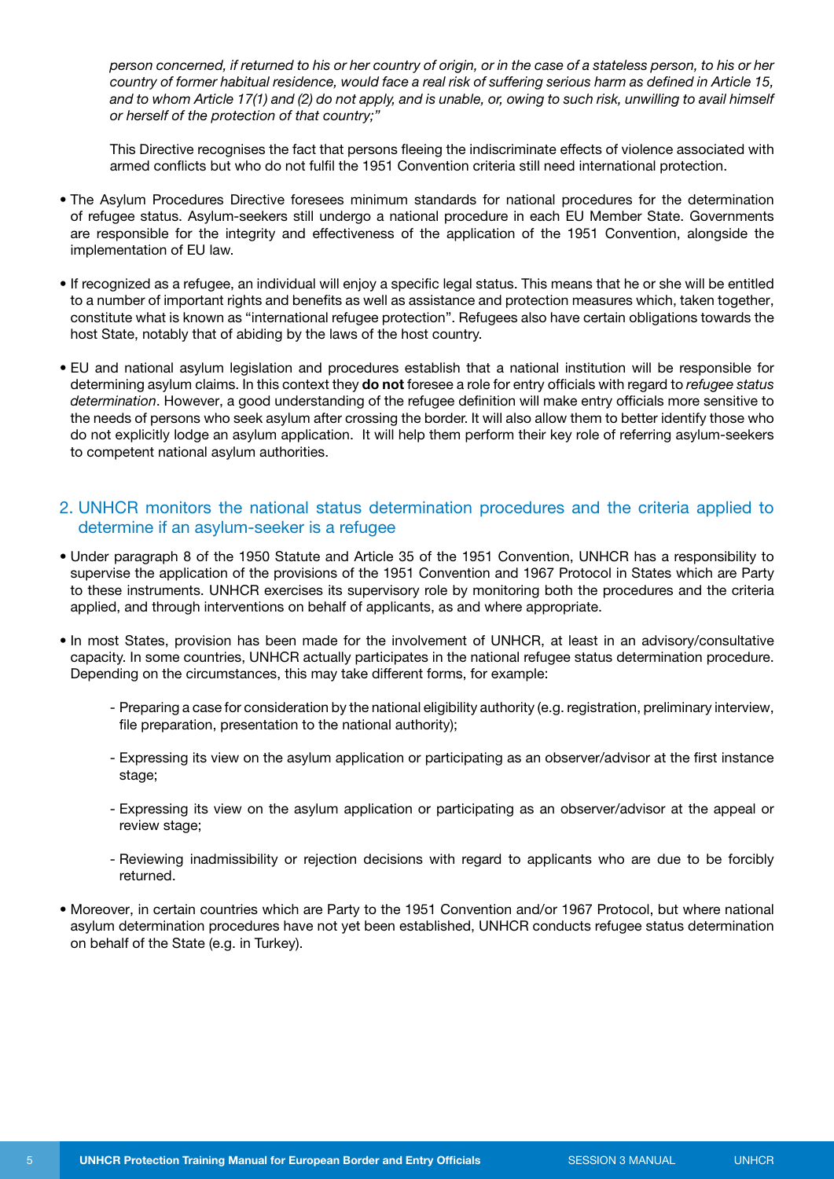*person concerned, if returned to his or her country of origin, or in the case of a stateless person, to his or her country of former habitual residence, would face a real risk of suffering serious harm as defined in Article 15, and to whom Article 17(1) and (2) do not apply, and is unable, or, owing to such risk, unwilling to avail himself or herself of the protection of that country;"*

This Directive recognises the fact that persons fleeing the indiscriminate effects of violence associated with armed conflicts but who do not fulfil the 1951 Convention criteria still need international protection.

- The Asylum Procedures Directive foresees minimum standards for national procedures for the determination of refugee status. Asylum-seekers still undergo a national procedure in each EU Member State. Governments are responsible for the integrity and effectiveness of the application of the 1951 Convention, alongside the implementation of EU law.

- If recognized as a refugee, an individual will enjoy a specific legal status. This means that he or she will be entitled to a number of important rights and benefits as well as assistance and protection measures which, taken together, constitute what is known as "international refugee protection". Refugees also have certain obligations towards the host State, notably that of abiding by the laws of the host country.

- EU and national asylum legislation and procedures establish that a national institution will be responsible for determining asylum claims. In this context they **do not** foresee a role for entry officials with regard to *refugee status determination*. However, a good understanding of the refugee definition will make entry officials more sensitive to the needs of persons who seek asylum after crossing the border. It will also allow them to better identify those who do not explicitly lodge an asylum application. It will help them perform their key role of referring asylum-seekers to competent national asylum authorities.

## 2. UNHCR monitors the national status determination procedures and the criteria applied to determine if an asylum-seeker is a refugee

- Under paragraph 8 of the 1950 Statute and Article 35 of the 1951 Convention, UNHCR has a responsibility to supervise the application of the provisions of the 1951 Convention and 1967 Protocol in States which are Party to these instruments. UNHCR exercises its supervisory role by monitoring both the procedures and the criteria applied, and through interventions on behalf of applicants, as and where appropriate.

- In most States, provision has been made for the involvement of UNHCR, at least in an advisory/consultative capacity. In some countries, UNHCR actually participates in the national refugee status determination procedure. Depending on the circumstances, this may take different forms, for example:

    - Preparing a case for consideration by the national eligibility authority (e.g. registration, preliminary interview, file preparation, presentation to the national authority);

    - Expressing its view on the asylum application or participating as an observer/advisor at the first instance stage;

    - Expressing its view on the asylum application or participating as an observer/advisor at the appeal or review stage;

    - Reviewing inadmissibility or rejection decisions with regard to applicants who are due to be forcibly returned.

- Moreover, in certain countries which are Party to the 1951 Convention and/or 1967 Protocol, but where national asylum determination procedures have not yet been established, UNHCR conducts refugee status determination on behalf of the State (e.g. in Turkey).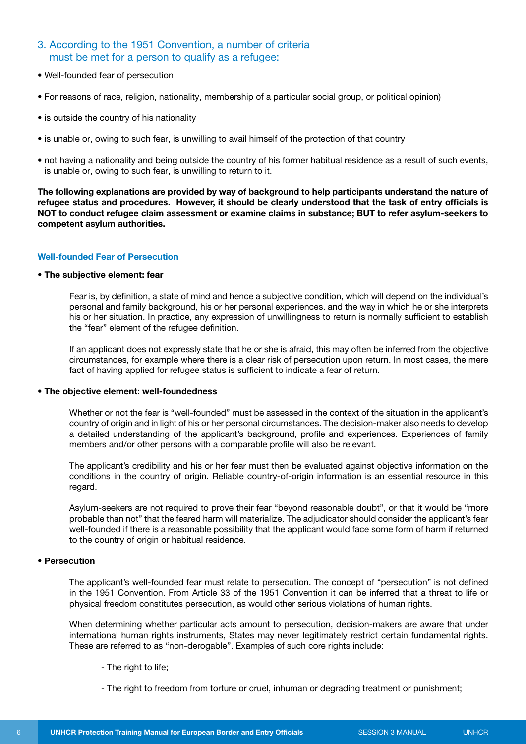### 3. According to the 1951 Convention, a number of criteria must be met for a person to qualify as a refugee:

- Well-founded fear of persecution
- For reasons of race, religion, nationality, membership of a particular social group, or political opinion)
- is outside the country of his nationality
- is unable or, owing to such fear, is unwilling to avail himself of the protection of that country
- not having a nationality and being outside the country of his former habitual residence as a result of such events, is unable or, owing to such fear, is unwilling to return to it.

**The following explanations are provided by way of background to help participants understand the nature of refugee status and procedures. However, it should be clearly understood that the task of entry officials is NOT to conduct refugee claim assessment or examine claims in substance; BUT to refer asylum-seekers to competent asylum authorities.**

#### Well-founded Fear of Persecution

- **The subjective element: fear**

  Fear is, by definition, a state of mind and hence a subjective condition, which will depend on the individual's personal and family background, his or her personal experiences, and the way in which he or she interprets his or her situation. In practice, any expression of unwillingness to return is normally sufficient to establish the "fear" element of the refugee definition.

  If an applicant does not expressly state that he or she is afraid, this may often be inferred from the objective circumstances, for example where there is a clear risk of persecution upon return. In most cases, the mere fact of having applied for refugee status is sufficient to indicate a fear of return.

- **The objective element: well-foundedness**

  Whether or not the fear is "well-founded" must be assessed in the context of the situation in the applicant's country of origin and in light of his or her personal circumstances. The decision-maker also needs to develop a detailed understanding of the applicant's background, profile and experiences. Experiences of family members and/or other persons with a comparable profile will also be relevant.

  The applicant's credibility and his or her fear must then be evaluated against objective information on the conditions in the country of origin. Reliable country-of-origin information is an essential resource in this regard.

  Asylum-seekers are not required to prove their fear "beyond reasonable doubt", or that it would be "more probable than not" that the feared harm will materialize. The adjudicator should consider the applicant's fear well-founded if there is a reasonable possibility that the applicant would face some form of harm if returned to the country of origin or habitual residence.

- **Persecution**

  The applicant's well-founded fear must relate to persecution. The concept of "persecution" is not defined in the 1951 Convention. From Article 33 of the 1951 Convention it can be inferred that a threat to life or physical freedom constitutes persecution, as would other serious violations of human rights.

  When determining whether particular acts amount to persecution, decision-makers are aware that under international human rights instruments, States may never legitimately restrict certain fundamental rights. These are referred to as "non-derogable". Examples of such core rights include:

  - The right to life;
  - The right to freedom from torture or cruel, inhuman or degrading treatment or punishment;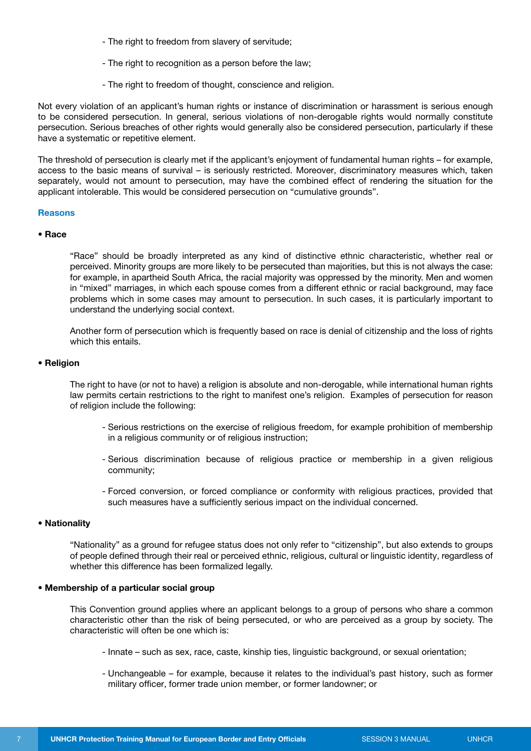- The right to freedom from slavery of servitude;

- The right to recognition as a person before the law;

- The right to freedom of thought, conscience and religion.

Not every violation of an applicant's human rights or instance of discrimination or harassment is serious enough to be considered persecution. In general, serious violations of non-derogable rights would normally constitute persecution. Serious breaches of other rights would generally also be considered persecution, particularly if these have a systematic or repetitive element.

The threshold of persecution is clearly met if the applicant's enjoyment of fundamental human rights – for example, access to the basic means of survival – is seriously restricted. Moreover, discriminatory measures which, taken separately, would not amount to persecution, may have the combined effect of rendering the situation for the applicant intolerable. This would be considered persecution on "cumulative grounds".

### Reasons

- **Race**

  "Race" should be broadly interpreted as any kind of distinctive ethnic characteristic, whether real or perceived. Minority groups are more likely to be persecuted than majorities, but this is not always the case: for example, in apartheid South Africa, the racial majority was oppressed by the minority. Men and women in "mixed" marriages, in which each spouse comes from a different ethnic or racial background, may face problems which in some cases may amount to persecution. In such cases, it is particularly important to understand the underlying social context.

  Another form of persecution which is frequently based on race is denial of citizenship and the loss of rights which this entails.

- **Religion**

  The right to have (or not to have) a religion is absolute and non-derogable, while international human rights law permits certain restrictions to the right to manifest one's religion. Examples of persecution for reason of religion include the following:

  - Serious restrictions on the exercise of religious freedom, for example prohibition of membership in a religious community or of religious instruction;

  - Serious discrimination because of religious practice or membership in a given religious community;

  - Forced conversion, or forced compliance or conformity with religious practices, provided that such measures have a sufficiently serious impact on the individual concerned.

- **Nationality**

  "Nationality" as a ground for refugee status does not only refer to "citizenship", but also extends to groups of people defined through their real or perceived ethnic, religious, cultural or linguistic identity, regardless of whether this difference has been formalized legally.

- **Membership of a particular social group**

  This Convention ground applies where an applicant belongs to a group of persons who share a common characteristic other than the risk of being persecuted, or who are perceived as a group by society. The characteristic will often be one which is:

  - Innate – such as sex, race, caste, kinship ties, linguistic background, or sexual orientation;

  - Unchangeable – for example, because it relates to the individual's past history, such as former military officer, former trade union member, or former landowner; or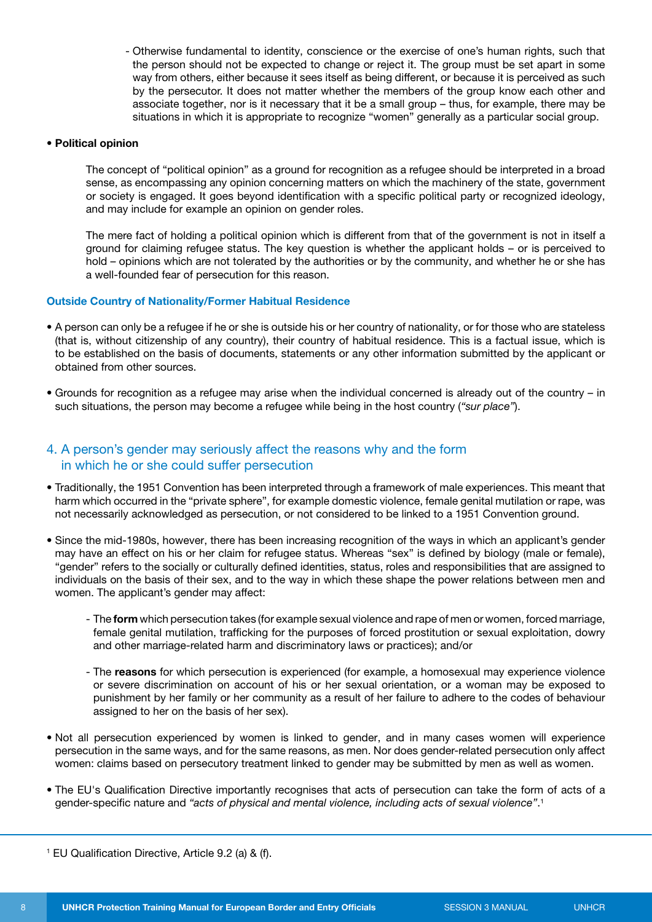- Otherwise fundamental to identity, conscience or the exercise of one's human rights, such that the person should not be expected to change or reject it. The group must be set apart in some way from others, either because it sees itself as being different, or because it is perceived as such by the persecutor. It does not matter whether the members of the group know each other and associate together, nor is it necessary that it be a small group – thus, for example, there may be situations in which it is appropriate to recognize "women" generally as a particular social group.

- **Political opinion**

  The concept of "political opinion" as a ground for recognition as a refugee should be interpreted in a broad sense, as encompassing any opinion concerning matters on which the machinery of the state, government or society is engaged. It goes beyond identification with a specific political party or recognized ideology, and may include for example an opinion on gender roles.

  The mere fact of holding a political opinion which is different from that of the government is not in itself a ground for claiming refugee status. The key question is whether the applicant holds – or is perceived to hold – opinions which are not tolerated by the authorities or by the community, and whether he or she has a well-founded fear of persecution for this reason.

### Outside Country of Nationality/Former Habitual Residence

- A person can only be a refugee if he or she is outside his or her country of nationality, or for those who are stateless (that is, without citizenship of any country), their country of habitual residence. This is a factual issue, which is to be established on the basis of documents, statements or any other information submitted by the applicant or obtained from other sources.

- Grounds for recognition as a refugee may arise when the individual concerned is already out of the country – in such situations, the person may become a refugee while being in the host country (*"sur place"*).

## 4. A person's gender may seriously affect the reasons why and the form in which he or she could suffer persecution

- Traditionally, the 1951 Convention has been interpreted through a framework of male experiences. This meant that harm which occurred in the "private sphere", for example domestic violence, female genital mutilation or rape, was not necessarily acknowledged as persecution, or not considered to be linked to a 1951 Convention ground.

- Since the mid-1980s, however, there has been increasing recognition of the ways in which an applicant's gender may have an effect on his or her claim for refugee status. Whereas "sex" is defined by biology (male or female), "gender" refers to the socially or culturally defined identities, status, roles and responsibilities that are assigned to individuals on the basis of their sex, and to the way in which these shape the power relations between men and women. The applicant's gender may affect:

  - The **form** which persecution takes (for example sexual violence and rape of men or women, forced marriage, female genital mutilation, trafficking for the purposes of forced prostitution or sexual exploitation, dowry and other marriage-related harm and discriminatory laws or practices); and/or

  - The **reasons** for which persecution is experienced (for example, a homosexual may experience violence or severe discrimination on account of his or her sexual orientation, or a woman may be exposed to punishment by her family or her community as a result of her failure to adhere to the codes of behaviour assigned to her on the basis of her sex).

- Not all persecution experienced by women is linked to gender, and in many cases women will experience persecution in the same ways, and for the same reasons, as men. Nor does gender-related persecution only affect women: claims based on persecutory treatment linked to gender may be submitted by men as well as women.

- The EU's Qualification Directive importantly recognises that acts of persecution can take the form of acts of a gender-specific nature and *"acts of physical and mental violence, including acts of sexual violence"*.[1]

---

[1] EU Qualification Directive, Article 9.2 (a) & (f).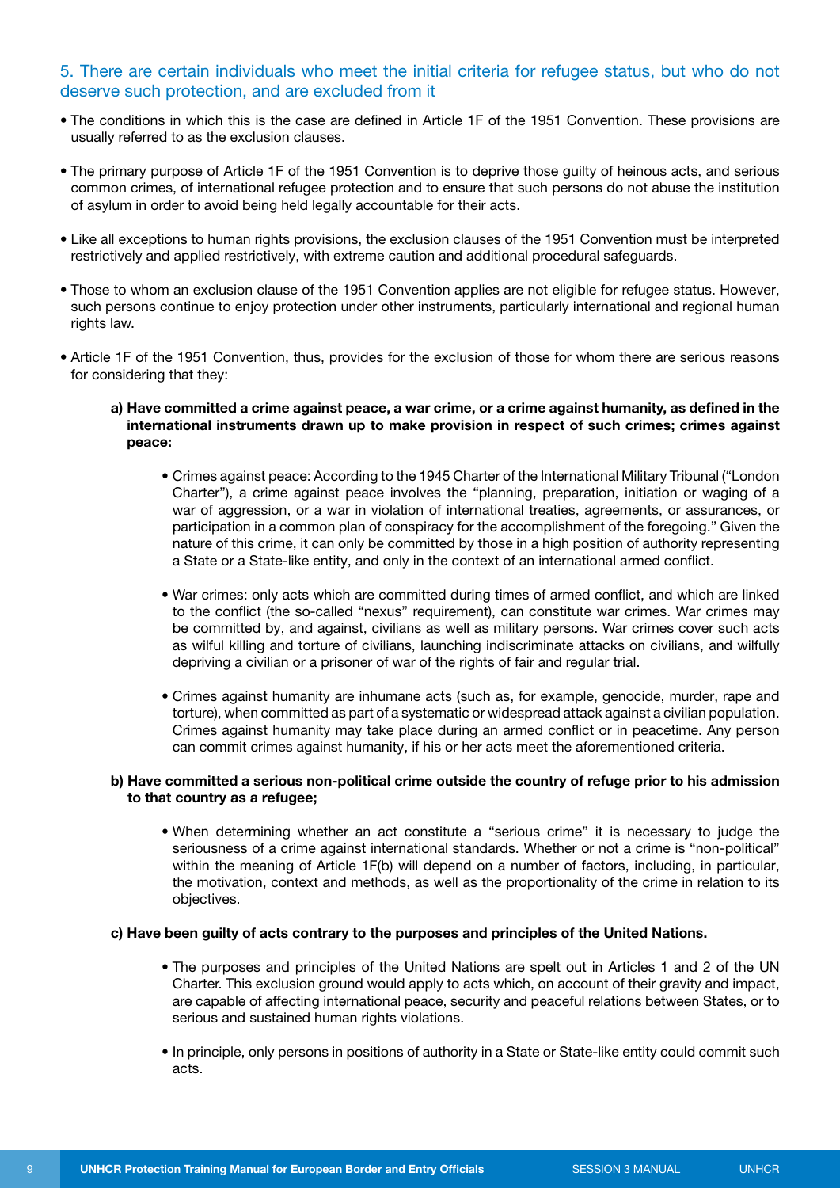## 5. There are certain individuals who meet the initial criteria for refugee status, but who do not deserve such protection, and are excluded from it

- The conditions in which this is the case are defined in Article 1F of the 1951 Convention. These provisions are usually referred to as the exclusion clauses.

- The primary purpose of Article 1F of the 1951 Convention is to deprive those guilty of heinous acts, and serious common crimes, of international refugee protection and to ensure that such persons do not abuse the institution of asylum in order to avoid being held legally accountable for their acts.

- Like all exceptions to human rights provisions, the exclusion clauses of the 1951 Convention must be interpreted restrictively and applied restrictively, with extreme caution and additional procedural safeguards.

- Those to whom an exclusion clause of the 1951 Convention applies are not eligible for refugee status. However, such persons continue to enjoy protection under other instruments, particularly international and regional human rights law.

- Article 1F of the 1951 Convention, thus, provides for the exclusion of those for whom there are serious reasons for considering that they:

  **a) Have committed a crime against peace, a war crime, or a crime against humanity, as defined in the international instruments drawn up to make provision in respect of such crimes; crimes against peace:**

  - Crimes against peace: According to the 1945 Charter of the International Military Tribunal ("London Charter"), a crime against peace involves the "planning, preparation, initiation or waging of a war of aggression, or a war in violation of international treaties, agreements, or assurances, or participation in a common plan of conspiracy for the accomplishment of the foregoing." Given the nature of this crime, it can only be committed by those in a high position of authority representing a State or a State-like entity, and only in the context of an international armed conflict.

  - War crimes: only acts which are committed during times of armed conflict, and which are linked to the conflict (the so-called "nexus" requirement), can constitute war crimes. War crimes may be committed by, and against, civilians as well as military persons. War crimes cover such acts as wilful killing and torture of civilians, launching indiscriminate attacks on civilians, and wilfully depriving a civilian or a prisoner of war of the rights of fair and regular trial.

  - Crimes against humanity are inhumane acts (such as, for example, genocide, murder, rape and torture), when committed as part of a systematic or widespread attack against a civilian population. Crimes against humanity may take place during an armed conflict or in peacetime. Any person can commit crimes against humanity, if his or her acts meet the aforementioned criteria.

  **b) Have committed a serious non-political crime outside the country of refuge prior to his admission to that country as a refugee;**

  - When determining whether an act constitute a "serious crime" it is necessary to judge the seriousness of a crime against international standards. Whether or not a crime is "non-political" within the meaning of Article 1F(b) will depend on a number of factors, including, in particular, the motivation, context and methods, as well as the proportionality of the crime in relation to its objectives.

  **c) Have been guilty of acts contrary to the purposes and principles of the United Nations.**

  - The purposes and principles of the United Nations are spelt out in Articles 1 and 2 of the UN Charter. This exclusion ground would apply to acts which, on account of their gravity and impact, are capable of affecting international peace, security and peaceful relations between States, or to serious and sustained human rights violations.

  - In principle, only persons in positions of authority in a State or State-like entity could commit such acts.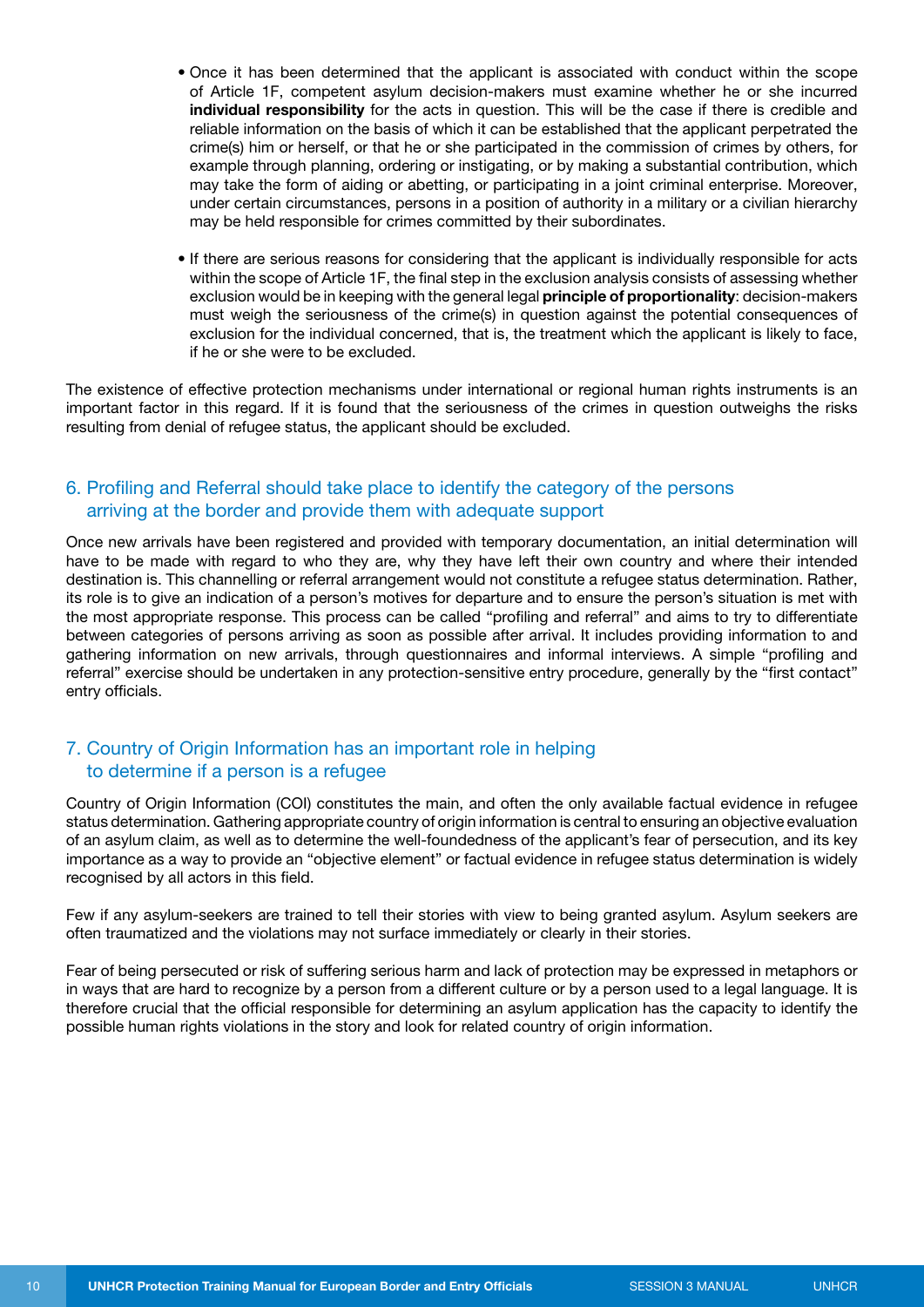- Once it has been determined that the applicant is associated with conduct within the scope of Article 1F, competent asylum decision-makers must examine whether he or she incurred **individual responsibility** for the acts in question. This will be the case if there is credible and reliable information on the basis of which it can be established that the applicant perpetrated the crime(s) him or herself, or that he or she participated in the commission of crimes by others, for example through planning, ordering or instigating, or by making a substantial contribution, which may take the form of aiding or abetting, or participating in a joint criminal enterprise. Moreover, under certain circumstances, persons in a position of authority in a military or a civilian hierarchy may be held responsible for crimes committed by their subordinates.

- If there are serious reasons for considering that the applicant is individually responsible for acts within the scope of Article 1F, the final step in the exclusion analysis consists of assessing whether exclusion would be in keeping with the general legal **principle of proportionality**: decision-makers must weigh the seriousness of the crime(s) in question against the potential consequences of exclusion for the individual concerned, that is, the treatment which the applicant is likely to face, if he or she were to be excluded.

The existence of effective protection mechanisms under international or regional human rights instruments is an important factor in this regard. If it is found that the seriousness of the crimes in question outweighs the risks resulting from denial of refugee status, the applicant should be excluded.

## 6. Profiling and Referral should take place to identify the category of the persons arriving at the border and provide them with adequate support

Once new arrivals have been registered and provided with temporary documentation, an initial determination will have to be made with regard to who they are, why they have left their own country and where their intended destination is. This channelling or referral arrangement would not constitute a refugee status determination. Rather, its role is to give an indication of a person's motives for departure and to ensure the person's situation is met with the most appropriate response. This process can be called "profiling and referral" and aims to try to differentiate between categories of persons arriving as soon as possible after arrival. It includes providing information to and gathering information on new arrivals, through questionnaires and informal interviews. A simple "profiling and referral" exercise should be undertaken in any protection-sensitive entry procedure, generally by the "first contact" entry officials.

## 7. Country of Origin Information has an important role in helping to determine if a person is a refugee

Country of Origin Information (COI) constitutes the main, and often the only available factual evidence in refugee status determination. Gathering appropriate country of origin information is central to ensuring an objective evaluation of an asylum claim, as well as to determine the well-foundedness of the applicant's fear of persecution, and its key importance as a way to provide an "objective element" or factual evidence in refugee status determination is widely recognised by all actors in this field.

Few if any asylum-seekers are trained to tell their stories with view to being granted asylum. Asylum seekers are often traumatized and the violations may not surface immediately or clearly in their stories.

Fear of being persecuted or risk of suffering serious harm and lack of protection may be expressed in metaphors or in ways that are hard to recognize by a person from a different culture or by a person used to a legal language. It is therefore crucial that the official responsible for determining an asylum application has the capacity to identify the possible human rights violations in the story and look for related country of origin information.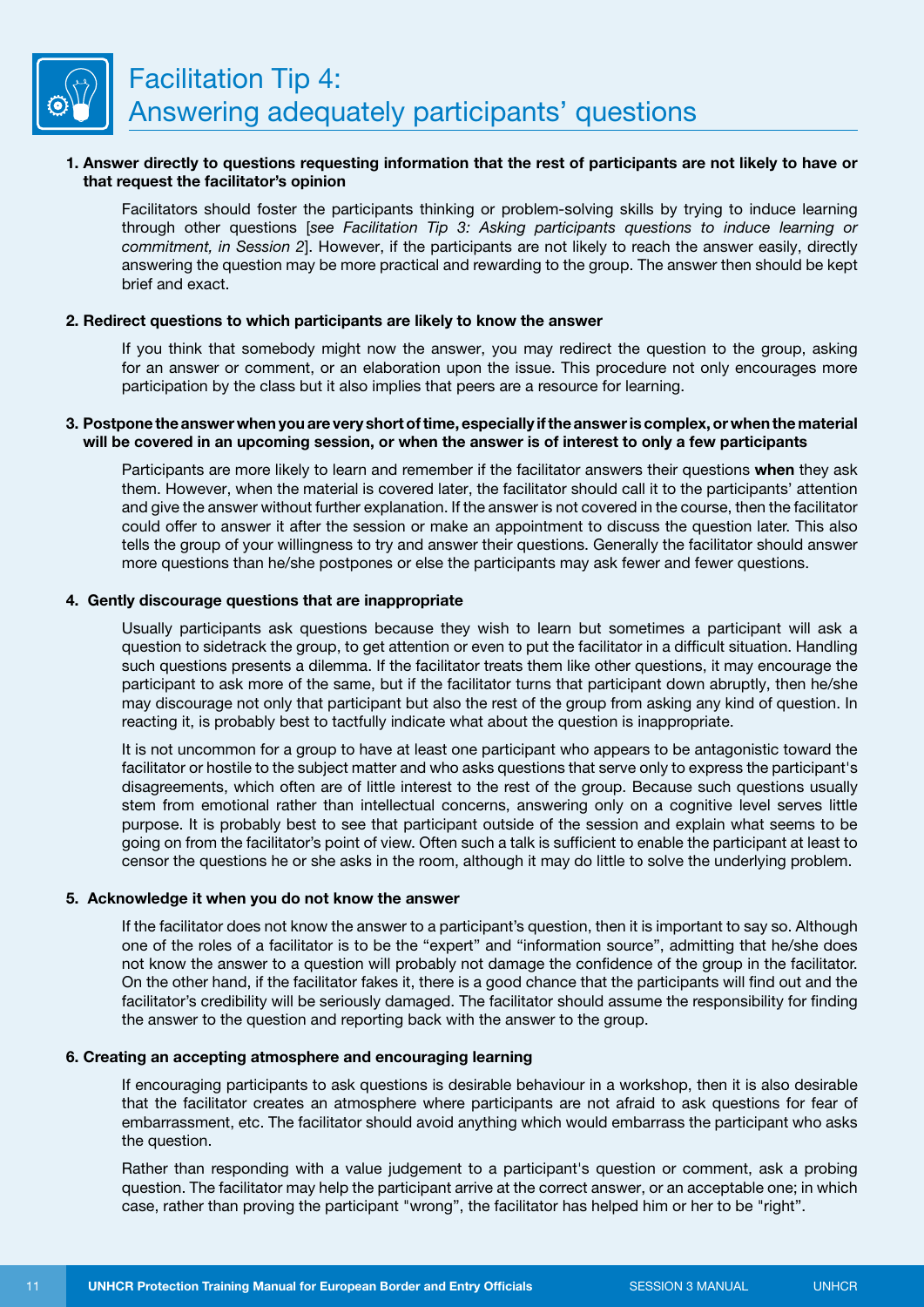# Facilitation Tip 4: Answering adequately participants' questions

**1. Answer directly to questions requesting information that the rest of participants are not likely to have or that request the facilitator's opinion**

Facilitators should foster the participants thinking or problem-solving skills by trying to induce learning through other questions [*see Facilitation Tip 3: Asking participants questions to induce learning or commitment, in Session 2*]. However, if the participants are not likely to reach the answer easily, directly answering the question may be more practical and rewarding to the group. The answer then should be kept brief and exact.

**2. Redirect questions to which participants are likely to know the answer**

If you think that somebody might now the answer, you may redirect the question to the group, asking for an answer or comment, or an elaboration upon the issue. This procedure not only encourages more participation by the class but it also implies that peers are a resource for learning.

**3. Postpone the answer when you are very short of time, especially if the answer is complex, or when the material will be covered in an upcoming session, or when the answer is of interest to only a few participants**

Participants are more likely to learn and remember if the facilitator answers their questions **when** they ask them. However, when the material is covered later, the facilitator should call it to the participants' attention and give the answer without further explanation. If the answer is not covered in the course, then the facilitator could offer to answer it after the session or make an appointment to discuss the question later. This also tells the group of your willingness to try and answer their questions. Generally the facilitator should answer more questions than he/she postpones or else the participants may ask fewer and fewer questions.

**4. Gently discourage questions that are inappropriate**

Usually participants ask questions because they wish to learn but sometimes a participant will ask a question to sidetrack the group, to get attention or even to put the facilitator in a difficult situation. Handling such questions presents a dilemma. If the facilitator treats them like other questions, it may encourage the participant to ask more of the same, but if the facilitator turns that participant down abruptly, then he/she may discourage not only that participant but also the rest of the group from asking any kind of question. In reacting it, is probably best to tactfully indicate what about the question is inappropriate.

It is not uncommon for a group to have at least one participant who appears to be antagonistic toward the facilitator or hostile to the subject matter and who asks questions that serve only to express the participant's disagreements, which often are of little interest to the rest of the group. Because such questions usually stem from emotional rather than intellectual concerns, answering only on a cognitive level serves little purpose. It is probably best to see that participant outside of the session and explain what seems to be going on from the facilitator's point of view. Often such a talk is sufficient to enable the participant at least to censor the questions he or she asks in the room, although it may do little to solve the underlying problem.

**5. Acknowledge it when you do not know the answer**

If the facilitator does not know the answer to a participant's question, then it is important to say so. Although one of the roles of a facilitator is to be the "expert" and "information source", admitting that he/she does not know the answer to a question will probably not damage the confidence of the group in the facilitator. On the other hand, if the facilitator fakes it, there is a good chance that the participants will find out and the facilitator's credibility will be seriously damaged. The facilitator should assume the responsibility for finding the answer to the question and reporting back with the answer to the group.

**6. Creating an accepting atmosphere and encouraging learning**

If encouraging participants to ask questions is desirable behaviour in a workshop, then it is also desirable that the facilitator creates an atmosphere where participants are not afraid to ask questions for fear of embarrassment, etc. The facilitator should avoid anything which would embarrass the participant who asks the question.

Rather than responding with a value judgement to a participant's question or comment, ask a probing question. The facilitator may help the participant arrive at the correct answer, or an acceptable one; in which case, rather than proving the participant "wrong", the facilitator has helped him or her to be "right".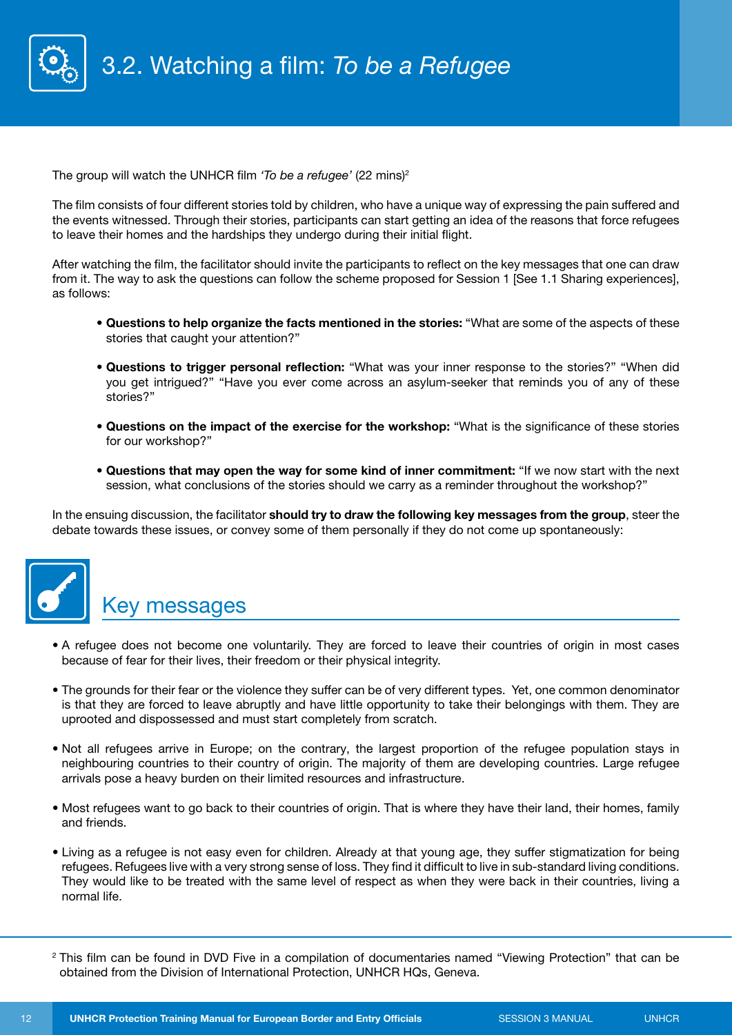# 3.2. Watching a film: *To be a Refugee*

The group will watch the UNHCR film *'To be a refugee'* (22 mins)[2]

The film consists of four different stories told by children, who have a unique way of expressing the pain suffered and the events witnessed. Through their stories, participants can start getting an idea of the reasons that force refugees to leave their homes and the hardships they undergo during their initial flight.

After watching the film, the facilitator should invite the participants to reflect on the key messages that one can draw from it. The way to ask the questions can follow the scheme proposed for Session 1 [See 1.1 Sharing experiences], as follows:

- **Questions to help organize the facts mentioned in the stories:** "What are some of the aspects of these stories that caught your attention?"
- **Questions to trigger personal reflection:** "What was your inner response to the stories?" "When did you get intrigued?" "Have you ever come across an asylum-seeker that reminds you of any of these stories?"
- **Questions on the impact of the exercise for the workshop:** "What is the significance of these stories for our workshop?"
- **Questions that may open the way for some kind of inner commitment:** "If we now start with the next session, what conclusions of the stories should we carry as a reminder throughout the workshop?"

In the ensuing discussion, the facilitator **should try to draw the following key messages from the group**, steer the debate towards these issues, or convey some of them personally if they do not come up spontaneously:

## Key messages

- A refugee does not become one voluntarily. They are forced to leave their countries of origin in most cases because of fear for their lives, their freedom or their physical integrity.
- The grounds for their fear or the violence they suffer can be of very different types. Yet, one common denominator is that they are forced to leave abruptly and have little opportunity to take their belongings with them. They are uprooted and dispossessed and must start completely from scratch.
- Not all refugees arrive in Europe; on the contrary, the largest proportion of the refugee population stays in neighbouring countries to their country of origin. The majority of them are developing countries. Large refugee arrivals pose a heavy burden on their limited resources and infrastructure.
- Most refugees want to go back to their countries of origin. That is where they have their land, their homes, family and friends.
- Living as a refugee is not easy even for children. Already at that young age, they suffer stigmatization for being refugees. Refugees live with a very strong sense of loss. They find it difficult to live in sub-standard living conditions. They would like to be treated with the same level of respect as when they were back in their countries, living a normal life.

[2] This film can be found in DVD Five in a compilation of documentaries named "Viewing Protection" that can be obtained from the Division of International Protection, UNHCR HQs, Geneva.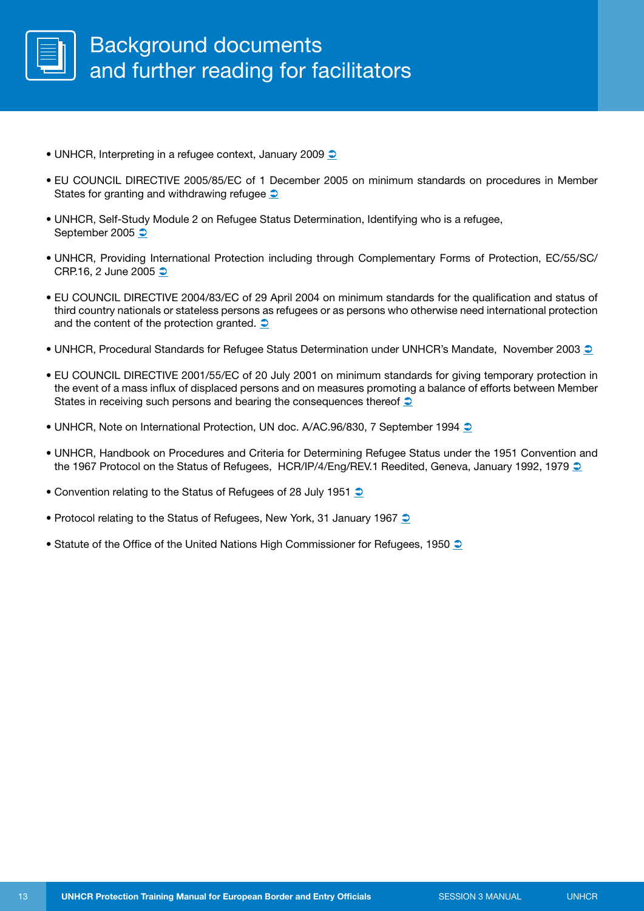# Background documents and further reading for facilitators

- UNHCR, Interpreting in a refugee context, January 2009 ➲
- EU COUNCIL DIRECTIVE 2005/85/EC of 1 December 2005 on minimum standards on procedures in Member States for granting and withdrawing refugee ➲
- UNHCR, Self-Study Module 2 on Refugee Status Determination, Identifying who is a refugee, September 2005 ➲
- UNHCR, Providing International Protection including through Complementary Forms of Protection, EC/55/SC/CRP.16, 2 June 2005 ➲
- EU COUNCIL DIRECTIVE 2004/83/EC of 29 April 2004 on minimum standards for the qualification and status of third country nationals or stateless persons as refugees or as persons who otherwise need international protection and the content of the protection granted. ➲
- UNHCR, Procedural Standards for Refugee Status Determination under UNHCR's Mandate, November 2003 ➲
- EU COUNCIL DIRECTIVE 2001/55/EC of 20 July 2001 on minimum standards for giving temporary protection in the event of a mass influx of displaced persons and on measures promoting a balance of efforts between Member States in receiving such persons and bearing the consequences thereof ➲
- UNHCR, Note on International Protection, UN doc. A/AC.96/830, 7 September 1994 ➲
- UNHCR, Handbook on Procedures and Criteria for Determining Refugee Status under the 1951 Convention and the 1967 Protocol on the Status of Refugees, HCR/IP/4/Eng/REV.1 Reedited, Geneva, January 1992, 1979 ➲
- Convention relating to the Status of Refugees of 28 July 1951 ➲
- Protocol relating to the Status of Refugees, New York, 31 January 1967 ➲
- Statute of the Office of the United Nations High Commissioner for Refugees, 1950 ➲